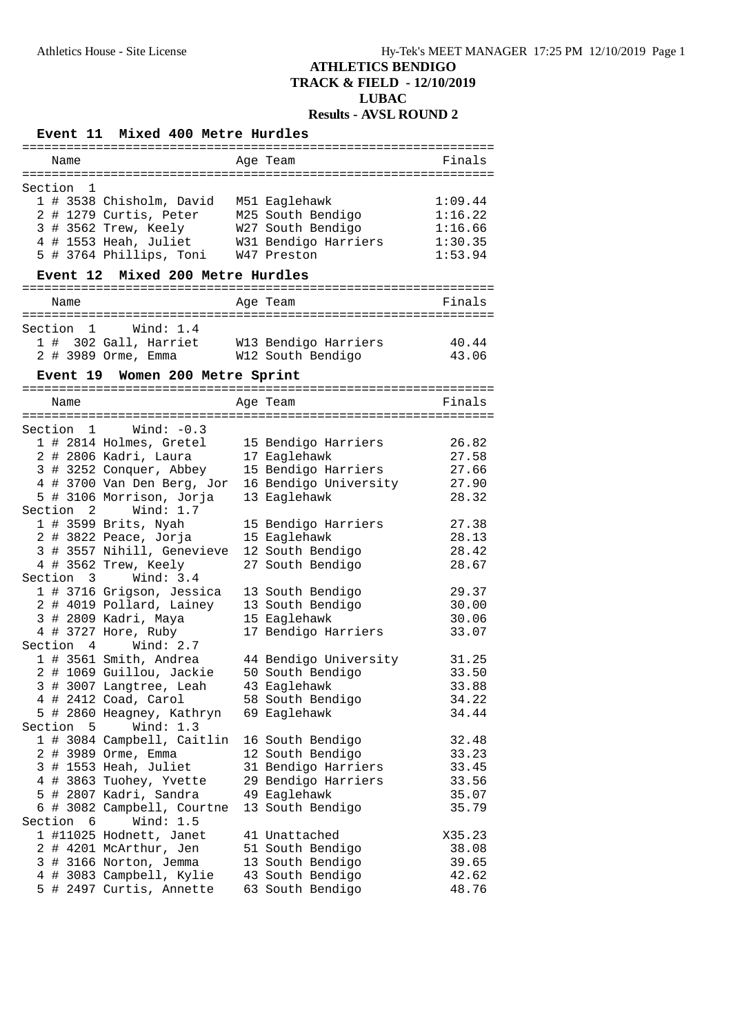# ATHLETICS BENDIGO
## TRACK & FIELD - 12/10/2019
## LUBAC
## Results - AVSL ROUND 2

### Event 11 Mixed 400 Metre Hurdles

Section 1

| Place | # | Name | Age | Team | Finals |
|---|---|---|---|---|---|
| 1 | # 3538 | Chisholm, David | M51 | Eaglehawk | 1:09.44 |
| 2 | # 1279 | Curtis, Peter | M25 | South Bendigo | 1:16.22 |
| 3 | # 3562 | Trew, Keely | W27 | South Bendigo | 1:16.66 |
| 4 | # 1553 | Heah, Juliet | W31 | Bendigo Harriers | 1:30.35 |
| 5 | # 3764 | Phillips, Toni | W47 | Preston | 1:53.94 |

### Event 12 Mixed 200 Metre Hurdles

Section 1 Wind: 1.4

| Place | # | Name | Age | Team | Finals |
|---|---|---|---|---|---|
| 1 | # 302 | Gall, Harriet | W13 | Bendigo Harriers | 40.44 |
| 2 | # 3989 | Orme, Emma | W12 | South Bendigo | 43.06 |

### Event 19 Women 200 Metre Sprint

| Place | # | Name | Age | Team | Finals |
|---|---|---|---|---|---|
| **Section 1** | | **Wind: -0.3** | | | |
| 1 | # 2814 | Holmes, Gretel | 15 | Bendigo Harriers | 26.82 |
| 2 | # 2806 | Kadri, Laura | 17 | Eaglehawk | 27.58 |
| 3 | # 3252 | Conquer, Abbey | 15 | Bendigo Harriers | 27.66 |
| 4 | # 3700 | Van Den Berg, Jor | 16 | Bendigo University | 27.90 |
| 5 | # 3106 | Morrison, Jorja | 13 | Eaglehawk | 28.32 |
| **Section 2** | | **Wind: 1.7** | | | |
| 1 | # 3599 | Brits, Nyah | 15 | Bendigo Harriers | 27.38 |
| 2 | # 3822 | Peace, Jorja | 15 | Eaglehawk | 28.13 |
| 3 | # 3557 | Nihill, Genevieve | 12 | South Bendigo | 28.42 |
| 4 | # 3562 | Trew, Keely | 27 | South Bendigo | 28.67 |
| **Section 3** | | **Wind: 3.4** | | | |
| 1 | # 3716 | Grigson, Jessica | 13 | South Bendigo | 29.37 |
| 2 | # 4019 | Pollard, Lainey | 13 | South Bendigo | 30.00 |
| 3 | # 2809 | Kadri, Maya | 15 | Eaglehawk | 30.06 |
| 4 | # 3727 | Hore, Ruby | 17 | Bendigo Harriers | 33.07 |
| **Section 4** | | **Wind: 2.7** | | | |
| 1 | # 3561 | Smith, Andrea | 44 | Bendigo University | 31.25 |
| 2 | # 1069 | Guillou, Jackie | 50 | South Bendigo | 33.50 |
| 3 | # 3007 | Langtree, Leah | 43 | Eaglehawk | 33.88 |
| 4 | # 2412 | Coad, Carol | 58 | South Bendigo | 34.22 |
| 5 | # 2860 | Heagney, Kathryn | 69 | Eaglehawk | 34.44 |
| **Section 5** | | **Wind: 1.3** | | | |
| 1 | # 3084 | Campbell, Caitlin | 16 | South Bendigo | 32.48 |
| 2 | # 3989 | Orme, Emma | 12 | South Bendigo | 33.23 |
| 3 | # 1553 | Heah, Juliet | 31 | Bendigo Harriers | 33.45 |
| 4 | # 3863 | Tuohey, Yvette | 29 | Bendigo Harriers | 33.56 |
| 5 | # 2807 | Kadri, Sandra | 49 | Eaglehawk | 35.07 |
| 6 | # 3082 | Campbell, Courtne | 13 | South Bendigo | 35.79 |
| **Section 6** | | **Wind: 1.5** | | | |
| 1 | #11025 | Hodnett, Janet | 41 | Unattached | X35.23 |
| 2 | # 4201 | McArthur, Jen | 51 | South Bendigo | 38.08 |
| 3 | # 3166 | Norton, Jemma | 13 | South Bendigo | 39.65 |
| 4 | # 3083 | Campbell, Kylie | 43 | South Bendigo | 42.62 |
| 5 | # 2497 | Curtis, Annette | 63 | South Bendigo | 48.76 |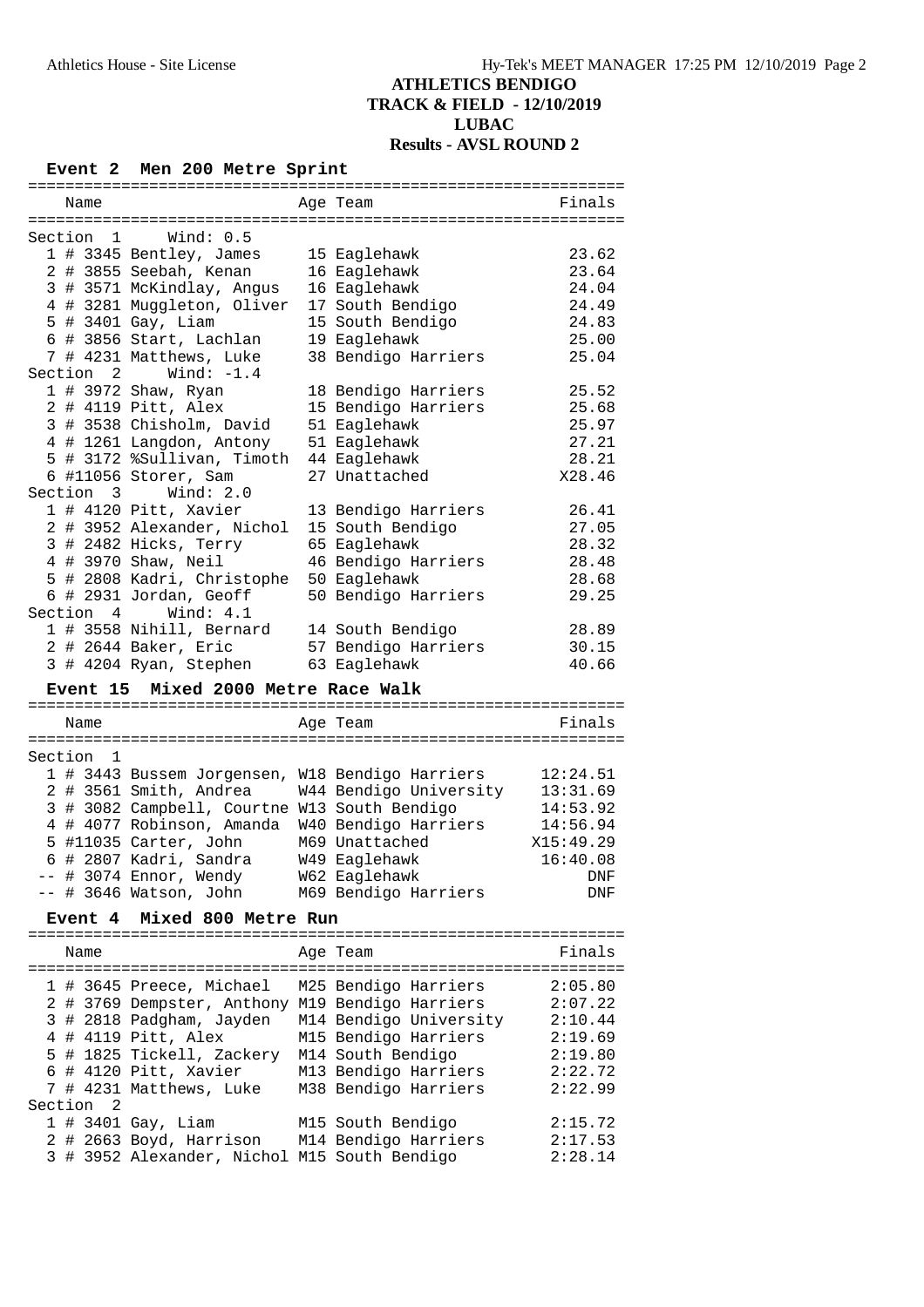# ATHLETICS BENDIGO
## TRACK & FIELD - 12/10/2019
## LUBAC
## Results - AVSL ROUND 2

### Event 2 Men 200 Metre Sprint

| | Name | Age | Team | Finals |
|---|---|---|---|---|
| **Section 1 Wind: 0.5** | | | | |
| 1 | # 3345 Bentley, James | 15 | Eaglehawk | 23.62 |
| 2 | # 3855 Seebah, Kenan | 16 | Eaglehawk | 23.64 |
| 3 | # 3571 McKindlay, Angus | 16 | Eaglehawk | 24.04 |
| 4 | # 3281 Muggleton, Oliver | 17 | South Bendigo | 24.49 |
| 5 | # 3401 Gay, Liam | 15 | South Bendigo | 24.83 |
| 6 | # 3856 Start, Lachlan | 19 | Eaglehawk | 25.00 |
| 7 | # 4231 Matthews, Luke | 38 | Bendigo Harriers | 25.04 |
| **Section 2 Wind: -1.4** | | | | |
| 1 | # 3972 Shaw, Ryan | 18 | Bendigo Harriers | 25.52 |
| 2 | # 4119 Pitt, Alex | 15 | Bendigo Harriers | 25.68 |
| 3 | # 3538 Chisholm, David | 51 | Eaglehawk | 25.97 |
| 4 | # 1261 Langdon, Antony | 51 | Eaglehawk | 27.21 |
| 5 | # 3172 %Sullivan, Timoth | 44 | Eaglehawk | 28.21 |
| 6 | #11056 Storer, Sam | 27 | Unattached | X28.46 |
| **Section 3 Wind: 2.0** | | | | |
| 1 | # 4120 Pitt, Xavier | 13 | Bendigo Harriers | 26.41 |
| 2 | # 3952 Alexander, Nichol | 15 | South Bendigo | 27.05 |
| 3 | # 2482 Hicks, Terry | 65 | Eaglehawk | 28.32 |
| 4 | # 3970 Shaw, Neil | 46 | Bendigo Harriers | 28.48 |
| 5 | # 2808 Kadri, Christophe | 50 | Eaglehawk | 28.68 |
| 6 | # 2931 Jordan, Geoff | 50 | Bendigo Harriers | 29.25 |
| **Section 4 Wind: 4.1** | | | | |
| 1 | # 3558 Nihill, Bernard | 14 | South Bendigo | 28.89 |
| 2 | # 2644 Baker, Eric | 57 | Bendigo Harriers | 30.15 |
| 3 | # 4204 Ryan, Stephen | 63 | Eaglehawk | 40.66 |

### Event 15 Mixed 2000 Metre Race Walk

| | Name | Age | Team | Finals |
|---|---|---|---|---|
| **Section 1** | | | | |
| 1 | # 3443 Bussem Jorgensen, | W18 | Bendigo Harriers | 12:24.51 |
| 2 | # 3561 Smith, Andrea | W44 | Bendigo University | 13:31.69 |
| 3 | # 3082 Campbell, Courtne | W13 | South Bendigo | 14:53.92 |
| 4 | # 4077 Robinson, Amanda | W40 | Bendigo Harriers | 14:56.94 |
| 5 | #11035 Carter, John | M69 | Unattached | X15:49.29 |
| 6 | # 2807 Kadri, Sandra | W49 | Eaglehawk | 16:40.08 |
| -- | # 3074 Ennor, Wendy | W62 | Eaglehawk | DNF |
| -- | # 3646 Watson, John | M69 | Bendigo Harriers | DNF |

### Event 4 Mixed 800 Metre Run

| | Name | Age | Team | Finals |
|---|---|---|---|---|
| 1 | # 3645 Preece, Michael | M25 | Bendigo Harriers | 2:05.80 |
| 2 | # 3769 Dempster, Anthony | M19 | Bendigo Harriers | 2:07.22 |
| 3 | # 2818 Padgham, Jayden | M14 | Bendigo University | 2:10.44 |
| 4 | # 4119 Pitt, Alex | M15 | Bendigo Harriers | 2:19.69 |
| 5 | # 1825 Tickell, Zackery | M14 | South Bendigo | 2:19.80 |
| 6 | # 4120 Pitt, Xavier | M13 | Bendigo Harriers | 2:22.72 |
| 7 | # 4231 Matthews, Luke | M38 | Bendigo Harriers | 2:22.99 |
| **Section 2** | | | | |
| 1 | # 3401 Gay, Liam | M15 | South Bendigo | 2:15.72 |
| 2 | # 2663 Boyd, Harrison | M14 | Bendigo Harriers | 2:17.53 |
| 3 | # 3952 Alexander, Nichol | M15 | South Bendigo | 2:28.14 |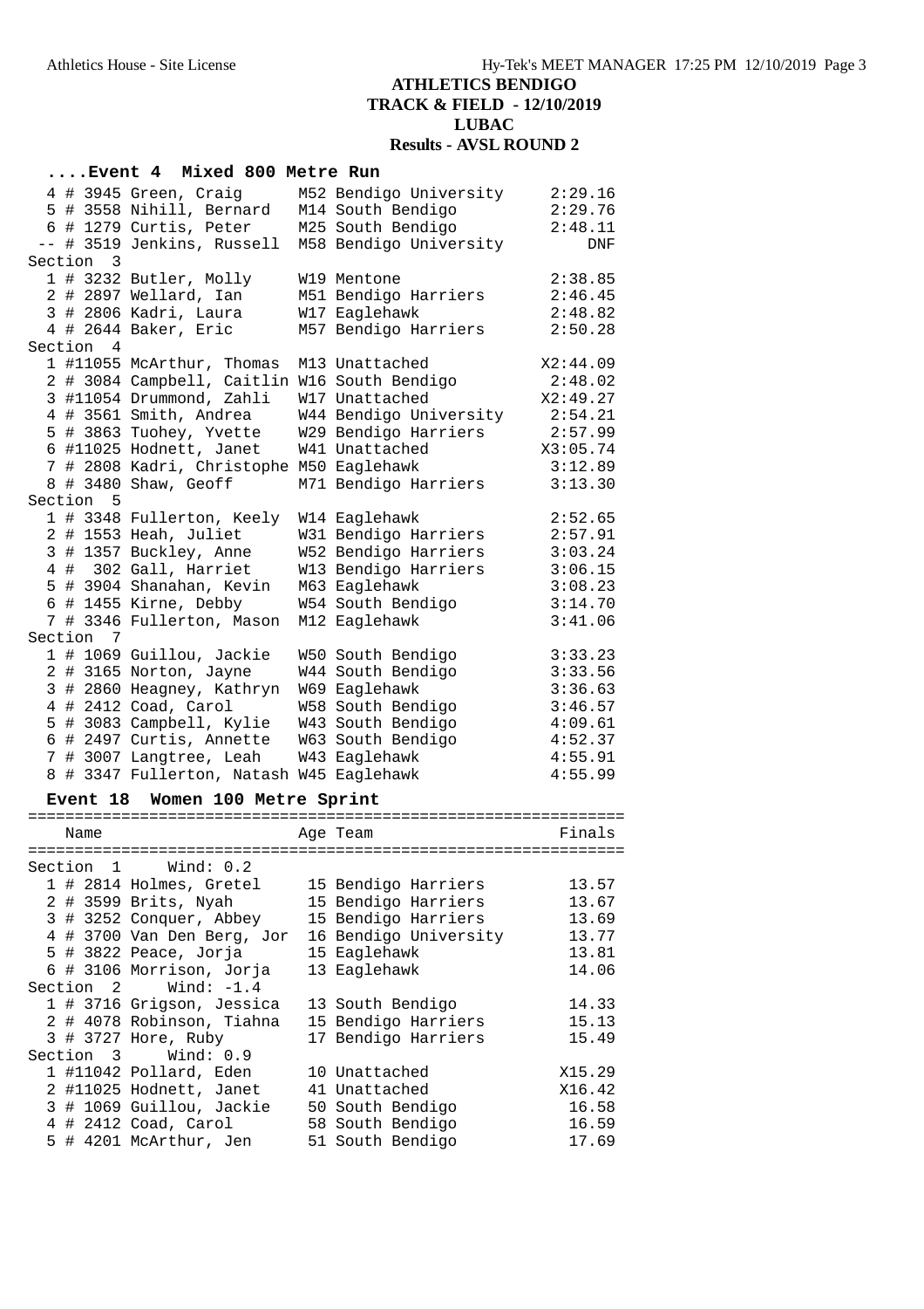# ATHLETICS BENDIGO
## TRACK & FIELD - 12/10/2019
## LUBAC
## Results - AVSL ROUND 2

### ....Event 4 Mixed 800 Metre Run

| Place | # | Name | Age | Team | Finals |
|---|---|---|---|---|---|
| 4 | # 3945 | Green, Craig | M52 | Bendigo University | 2:29.16 |
| 5 | # 3558 | Nihill, Bernard | M14 | South Bendigo | 2:29.76 |
| 6 | # 1279 | Curtis, Peter | M25 | South Bendigo | 2:48.11 |
| -- | # 3519 | Jenkins, Russell | M58 | Bendigo University | DNF |
| **Section 3** | | | | | |
| 1 | # 3232 | Butler, Molly | W19 | Mentone | 2:38.85 |
| 2 | # 2897 | Wellard, Ian | M51 | Bendigo Harriers | 2:46.45 |
| 3 | # 2806 | Kadri, Laura | W17 | Eaglehawk | 2:48.82 |
| 4 | # 2644 | Baker, Eric | M57 | Bendigo Harriers | 2:50.28 |
| **Section 4** | | | | | |
| 1 | #11055 | McArthur, Thomas | M13 | Unattached | X2:44.09 |
| 2 | # 3084 | Campbell, Caitlin | W16 | South Bendigo | 2:48.02 |
| 3 | #11054 | Drummond, Zahli | W17 | Unattached | X2:49.27 |
| 4 | # 3561 | Smith, Andrea | W44 | Bendigo University | 2:54.21 |
| 5 | # 3863 | Tuohey, Yvette | W29 | Bendigo Harriers | 2:57.99 |
| 6 | #11025 | Hodnett, Janet | W41 | Unattached | X3:05.74 |
| 7 | # 2808 | Kadri, Christophe | M50 | Eaglehawk | 3:12.89 |
| 8 | # 3480 | Shaw, Geoff | M71 | Bendigo Harriers | 3:13.30 |
| **Section 5** | | | | | |
| 1 | # 3348 | Fullerton, Keely | W14 | Eaglehawk | 2:52.65 |
| 2 | # 1553 | Heah, Juliet | W31 | Bendigo Harriers | 2:57.91 |
| 3 | # 1357 | Buckley, Anne | W52 | Bendigo Harriers | 3:03.24 |
| 4 | # 302 | Gall, Harriet | W13 | Bendigo Harriers | 3:06.15 |
| 5 | # 3904 | Shanahan, Kevin | M63 | Eaglehawk | 3:08.23 |
| 6 | # 1455 | Kirne, Debby | W54 | South Bendigo | 3:14.70 |
| 7 | # 3346 | Fullerton, Mason | M12 | Eaglehawk | 3:41.06 |
| **Section 7** | | | | | |
| 1 | # 1069 | Guillou, Jackie | W50 | South Bendigo | 3:33.23 |
| 2 | # 3165 | Norton, Jayne | W44 | South Bendigo | 3:33.56 |
| 3 | # 2860 | Heagney, Kathryn | W69 | Eaglehawk | 3:36.63 |
| 4 | # 2412 | Coad, Carol | W58 | South Bendigo | 3:46.57 |
| 5 | # 3083 | Campbell, Kylie | W43 | South Bendigo | 4:09.61 |
| 6 | # 2497 | Curtis, Annette | W63 | South Bendigo | 4:52.37 |
| 7 | # 3007 | Langtree, Leah | W43 | Eaglehawk | 4:55.91 |
| 8 | # 3347 | Fullerton, Natash | W45 | Eaglehawk | 4:55.99 |

### Event 18 Women 100 Metre Sprint

| Place | # | Name | Age | Team | Finals |
|---|---|---|---|---|---|
| **Section 1** | | Wind: 0.2 | | | |
| 1 | # 2814 | Holmes, Gretel | 15 | Bendigo Harriers | 13.57 |
| 2 | # 3599 | Brits, Nyah | 15 | Bendigo Harriers | 13.67 |
| 3 | # 3252 | Conquer, Abbey | 15 | Bendigo Harriers | 13.69 |
| 4 | # 3700 | Van Den Berg, Jor | 16 | Bendigo University | 13.77 |
| 5 | # 3822 | Peace, Jorja | 15 | Eaglehawk | 13.81 |
| 6 | # 3106 | Morrison, Jorja | 13 | Eaglehawk | 14.06 |
| **Section 2** | | Wind: -1.4 | | | |
| 1 | # 3716 | Grigson, Jessica | 13 | South Bendigo | 14.33 |
| 2 | # 4078 | Robinson, Tiahna | 15 | Bendigo Harriers | 15.13 |
| 3 | # 3727 | Hore, Ruby | 17 | Bendigo Harriers | 15.49 |
| **Section 3** | | Wind: 0.9 | | | |
| 1 | #11042 | Pollard, Eden | 10 | Unattached | X15.29 |
| 2 | #11025 | Hodnett, Janet | 41 | Unattached | X16.42 |
| 3 | # 1069 | Guillou, Jackie | 50 | South Bendigo | 16.58 |
| 4 | # 2412 | Coad, Carol | 58 | South Bendigo | 16.59 |
| 5 | # 4201 | McArthur, Jen | 51 | South Bendigo | 17.69 |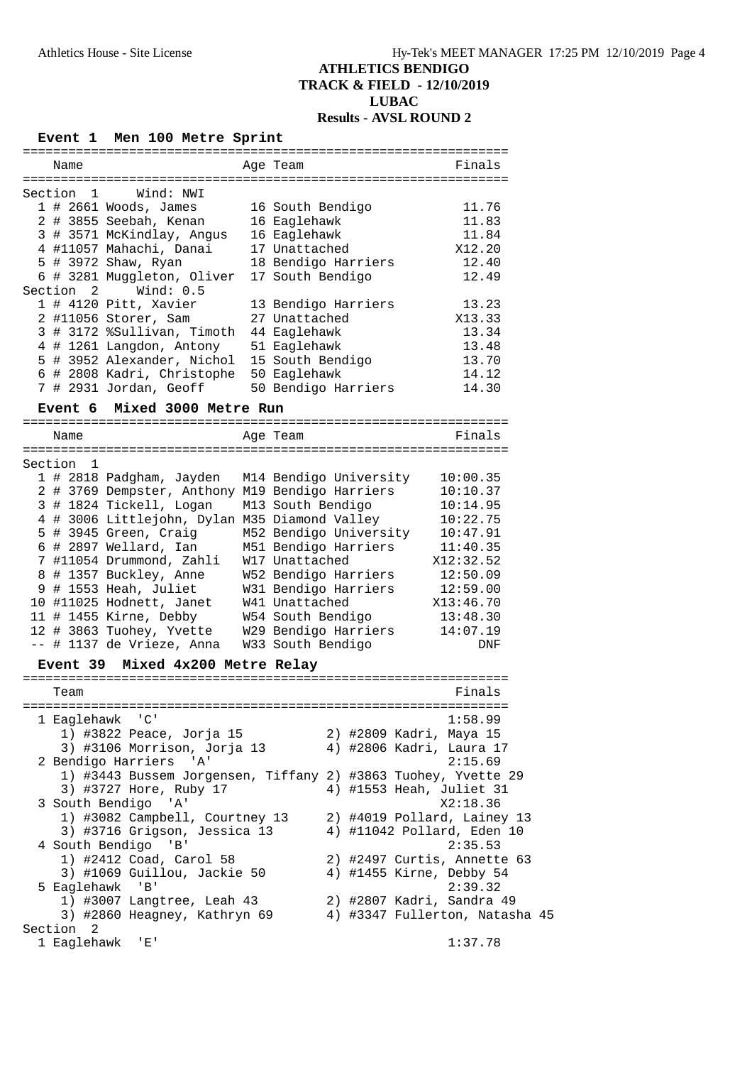# ATHLETICS BENDIGO
## TRACK & FIELD - 12/10/2019
## LUBAC
## Results - AVSL ROUND 2

### Event 1 Men 100 Metre Sprint

| Name | Age | Team | Finals |
|---|---|---|---|
| **Section 1 Wind: NWI** | | | |
| 1 # 2661 Woods, James | 16 | South Bendigo | 11.76 |
| 2 # 3855 Seebah, Kenan | 16 | Eaglehawk | 11.83 |
| 3 # 3571 McKindlay, Angus | 16 | Eaglehawk | 11.84 |
| 4 #11057 Mahachi, Danai | 17 | Unattached | X12.20 |
| 5 # 3972 Shaw, Ryan | 18 | Bendigo Harriers | 12.40 |
| 6 # 3281 Muggleton, Oliver | 17 | South Bendigo | 12.49 |
| **Section 2 Wind: 0.5** | | | |
| 1 # 4120 Pitt, Xavier | 13 | Bendigo Harriers | 13.23 |
| 2 #11056 Storer, Sam | 27 | Unattached | X13.33 |
| 3 # 3172 %Sullivan, Timoth | 44 | Eaglehawk | 13.34 |
| 4 # 1261 Langdon, Antony | 51 | Eaglehawk | 13.48 |
| 5 # 3952 Alexander, Nichol | 15 | South Bendigo | 13.70 |
| 6 # 2808 Kadri, Christophe | 50 | Eaglehawk | 14.12 |
| 7 # 2931 Jordan, Geoff | 50 | Bendigo Harriers | 14.30 |

### Event 6 Mixed 3000 Metre Run

| Name | Age | Team | Finals |
|---|---|---|---|
| **Section 1** | | | |
| 1 # 2818 Padgham, Jayden | M14 | Bendigo University | 10:00.35 |
| 2 # 3769 Dempster, Anthony | M19 | Bendigo Harriers | 10:10.37 |
| 3 # 1824 Tickell, Logan | M13 | South Bendigo | 10:14.95 |
| 4 # 3006 Littlejohn, Dylan | M35 | Diamond Valley | 10:22.75 |
| 5 # 3945 Green, Craig | M52 | Bendigo University | 10:47.91 |
| 6 # 2897 Wellard, Ian | M51 | Bendigo Harriers | 11:40.35 |
| 7 #11054 Drummond, Zahli | W17 | Unattached | X12:32.52 |
| 8 # 1357 Buckley, Anne | W52 | Bendigo Harriers | 12:50.09 |
| 9 # 1553 Heah, Juliet | W31 | Bendigo Harriers | 12:59.00 |
| 10 #11025 Hodnett, Janet | W41 | Unattached | X13:46.70 |
| 11 # 1455 Kirne, Debby | W54 | South Bendigo | 13:48.30 |
| 12 # 3863 Tuohey, Yvette | W29 | Bendigo Harriers | 14:07.19 |
| -- # 1137 de Vrieze, Anna | W33 | South Bendigo | DNF |

### Event 39 Mixed 4x200 Metre Relay

| Team | Finals |
|---|---|
| 1 Eaglehawk 'C' | 1:58.99 |
| 1) #3822 Peace, Jorja 15; 2) #2809 Kadri, Maya 15; 3) #3106 Morrison, Jorja 13; 4) #2806 Kadri, Laura 17 | |
| 2 Bendigo Harriers 'A' | 2:15.69 |
| 1) #3443 Bussem Jorgensen, Tiffany; 2) #3863 Tuohey, Yvette 29; 3) #3727 Hore, Ruby 17; 4) #1553 Heah, Juliet 31 | |
| 3 South Bendigo 'A' | X2:18.36 |
| 1) #3082 Campbell, Courtney 13; 2) #4019 Pollard, Lainey 13; 3) #3716 Grigson, Jessica 13; 4) #11042 Pollard, Eden 10 | |
| 4 South Bendigo 'B' | 2:35.53 |
| 1) #2412 Coad, Carol 58; 2) #2497 Curtis, Annette 63; 3) #1069 Guillou, Jackie 50; 4) #1455 Kirne, Debby 54 | |
| 5 Eaglehawk 'B' | 2:39.32 |
| 1) #3007 Langtree, Leah 43; 2) #2807 Kadri, Sandra 49; 3) #2860 Heagney, Kathryn 69; 4) #3347 Fullerton, Natasha 45 | |
| **Section 2** | |
| 1 Eaglehawk 'E' | 1:37.78 |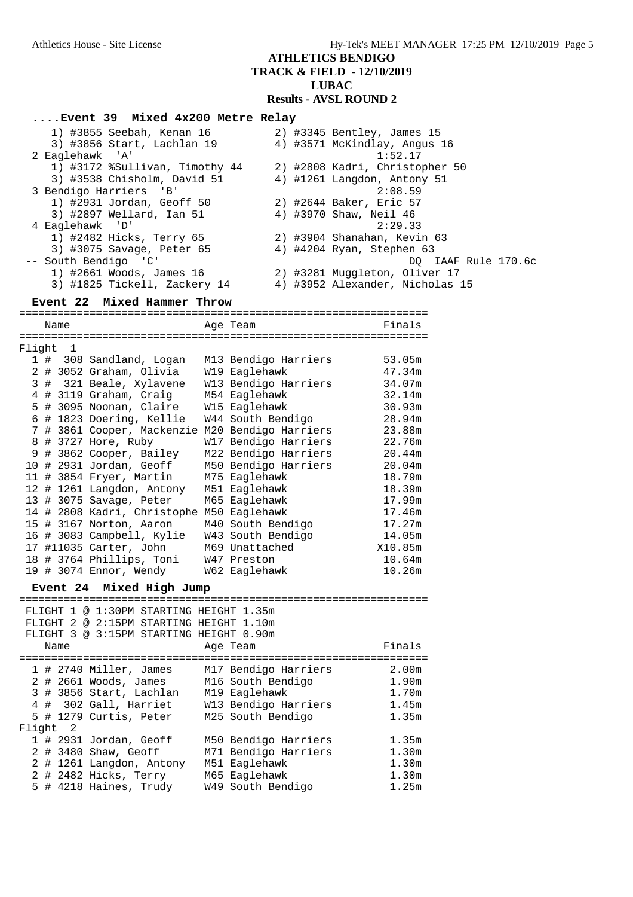**ATHLETICS BENDIGO**
**TRACK & FIELD - 12/10/2019**
**LUBAC**
**Results - AVSL ROUND 2**

### ....Event 39 Mixed 4x200 Metre Relay

1) #3855 Seebah, Kenan 16 — 2) #3345 Bentley, James 15
3) #3856 Start, Lachlan 19 — 4) #3571 McKindlay, Angus 16

2 Eaglehawk 'A' — 1:52.17
1) #3172 %Sullivan, Timothy 44 — 2) #2808 Kadri, Christopher 50
3) #3538 Chisholm, David 51 — 4) #1261 Langdon, Antony 51

3 Bendigo Harriers 'B' — 2:08.59
1) #2931 Jordan, Geoff 50 — 2) #2644 Baker, Eric 57
3) #2897 Wellard, Ian 51 — 4) #3970 Shaw, Neil 46

4 Eaglehawk 'D' — 2:29.33
1) #2482 Hicks, Terry 65 — 2) #3904 Shanahan, Kevin 63
3) #3075 Savage, Peter 65 — 4) #4204 Ryan, Stephen 63

-- South Bendigo 'C' — DQ IAAF Rule 170.6c
1) #2661 Woods, James 16 — 2) #3281 Muggleton, Oliver 17
3) #1825 Tickell, Zackery 14 — 4) #3952 Alexander, Nicholas 15

### Event 22 Mixed Hammer Throw

| Place | # | Name | Age | Team | Finals |
|---|---|---|---|---|---|
| Flight 1 | | | | | |
| 1 | 308 | Sandland, Logan | M13 | Bendigo Harriers | 53.05m |
| 2 | 3052 | Graham, Olivia | W19 | Eaglehawk | 47.34m |
| 3 | 321 | Beale, Xylavene | W13 | Bendigo Harriers | 34.07m |
| 4 | 3119 | Graham, Craig | M54 | Eaglehawk | 32.14m |
| 5 | 3095 | Noonan, Claire | W15 | Eaglehawk | 30.93m |
| 6 | 1823 | Doering, Kellie | W44 | South Bendigo | 28.94m |
| 7 | 3861 | Cooper, Mackenzie | M20 | Bendigo Harriers | 23.88m |
| 8 | 3727 | Hore, Ruby | W17 | Bendigo Harriers | 22.76m |
| 9 | 3862 | Cooper, Bailey | M22 | Bendigo Harriers | 20.44m |
| 10 | 2931 | Jordan, Geoff | M50 | Bendigo Harriers | 20.04m |
| 11 | 3854 | Fryer, Martin | M75 | Eaglehawk | 18.79m |
| 12 | 1261 | Langdon, Antony | M51 | Eaglehawk | 18.39m |
| 13 | 3075 | Savage, Peter | M65 | Eaglehawk | 17.99m |
| 14 | 2808 | Kadri, Christophe | M50 | Eaglehawk | 17.46m |
| 15 | 3167 | Norton, Aaron | M40 | South Bendigo | 17.27m |
| 16 | 3083 | Campbell, Kylie | W43 | South Bendigo | 14.05m |
| 17 | 11035 | Carter, John | M69 | Unattached | X10.85m |
| 18 | 3764 | Phillips, Toni | W47 | Preston | 10.64m |
| 19 | 3074 | Ennor, Wendy | W62 | Eaglehawk | 10.26m |

### Event 24 Mixed High Jump

FLIGHT 1 @ 1:30PM STARTING HEIGHT 1.35m
FLIGHT 2 @ 2:15PM STARTING HEIGHT 1.10m
FLIGHT 3 @ 3:15PM STARTING HEIGHT 0.90m

| Place | # | Name | Age | Team | Finals |
|---|---|---|---|---|---|
| 1 | 2740 | Miller, James | M17 | Bendigo Harriers | 2.00m |
| 2 | 2661 | Woods, James | M16 | South Bendigo | 1.90m |
| 3 | 3856 | Start, Lachlan | M19 | Eaglehawk | 1.70m |
| 4 | 302 | Gall, Harriet | W13 | Bendigo Harriers | 1.45m |
| 5 | 1279 | Curtis, Peter | M25 | South Bendigo | 1.35m |
| Flight 2 | | | | | |
| 1 | 2931 | Jordan, Geoff | M50 | Bendigo Harriers | 1.35m |
| 2 | 3480 | Shaw, Geoff | M71 | Bendigo Harriers | 1.30m |
| 2 | 1261 | Langdon, Antony | M51 | Eaglehawk | 1.30m |
| 2 | 2482 | Hicks, Terry | M65 | Eaglehawk | 1.30m |
| 5 | 4218 | Haines, Trudy | W49 | South Bendigo | 1.25m |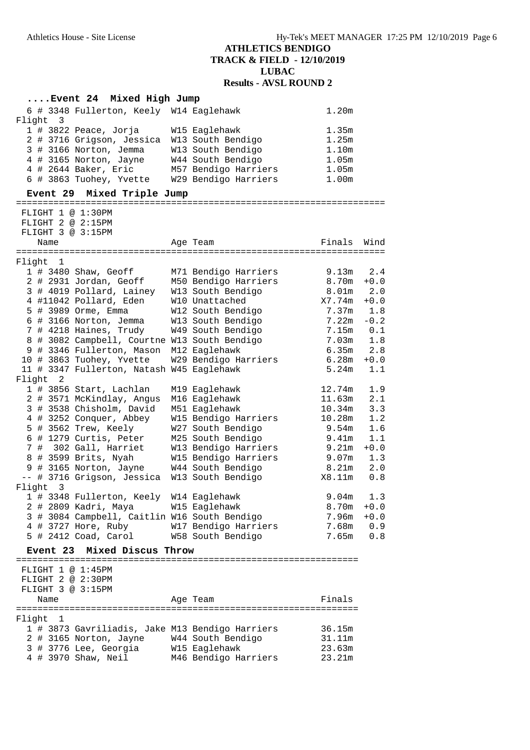# ATHLETICS BENDIGO
## TRACK & FIELD - 12/10/2019
## LUBAC
## Results - AVSL ROUND 2

### ....Event 24 Mixed High Jump

| Place | Name | Age Team | Finals |
|---|---|---|---|
| 6 | # 3348 Fullerton, Keely | W14 Eaglehawk | 1.20m |
| **Flight 3** | | | |
| 1 | # 3822 Peace, Jorja | W15 Eaglehawk | 1.35m |
| 2 | # 3716 Grigson, Jessica | W13 South Bendigo | 1.25m |
| 3 | # 3166 Norton, Jemma | W13 South Bendigo | 1.10m |
| 4 | # 3165 Norton, Jayne | W44 South Bendigo | 1.05m |
| 4 | # 2644 Baker, Eric | M57 Bendigo Harriers | 1.05m |
| 6 | # 3863 Tuohey, Yvette | W29 Bendigo Harriers | 1.00m |

### Event 29 Mixed Triple Jump

FLIGHT 1 @ 1:30PM
FLIGHT 2 @ 2:15PM
FLIGHT 3 @ 3:15PM

| Place | Name | Age Team | Finals | Wind |
|---|---|---|---|---|
| **Flight 1** | | | | |
| 1 | # 3480 Shaw, Geoff | M71 Bendigo Harriers | 9.13m | 2.4 |
| 2 | # 2931 Jordan, Geoff | M50 Bendigo Harriers | 8.70m | +0.0 |
| 3 | # 4019 Pollard, Lainey | W13 South Bendigo | 8.01m | 2.0 |
| 4 | #11042 Pollard, Eden | W10 Unattached | X7.74m | +0.0 |
| 5 | # 3989 Orme, Emma | W12 South Bendigo | 7.37m | 1.8 |
| 6 | # 3166 Norton, Jemma | W13 South Bendigo | 7.22m | -0.2 |
| 7 | # 4218 Haines, Trudy | W49 South Bendigo | 7.15m | 0.1 |
| 8 | # 3082 Campbell, Courtne | W13 South Bendigo | 7.03m | 1.8 |
| 9 | # 3346 Fullerton, Mason | M12 Eaglehawk | 6.35m | 2.8 |
| 10 | # 3863 Tuohey, Yvette | W29 Bendigo Harriers | 6.28m | +0.0 |
| 11 | # 3347 Fullerton, Natash | W45 Eaglehawk | 5.24m | 1.1 |
| **Flight 2** | | | | |
| 1 | # 3856 Start, Lachlan | M19 Eaglehawk | 12.74m | 1.9 |
| 2 | # 3571 McKindlay, Angus | M16 Eaglehawk | 11.63m | 2.1 |
| 3 | # 3538 Chisholm, David | M51 Eaglehawk | 10.34m | 3.3 |
| 4 | # 3252 Conquer, Abbey | W15 Bendigo Harriers | 10.28m | 1.2 |
| 5 | # 3562 Trew, Keely | W27 South Bendigo | 9.54m | 1.6 |
| 6 | # 1279 Curtis, Peter | M25 South Bendigo | 9.41m | 1.1 |
| 7 | # 302 Gall, Harriet | W13 Bendigo Harriers | 9.21m | +0.0 |
| 8 | # 3599 Brits, Nyah | W15 Bendigo Harriers | 9.07m | 1.3 |
| 9 | # 3165 Norton, Jayne | W44 South Bendigo | 8.21m | 2.0 |
| -- | # 3716 Grigson, Jessica | W13 South Bendigo | X8.11m | 0.8 |
| **Flight 3** | | | | |
| 1 | # 3348 Fullerton, Keely | W14 Eaglehawk | 9.04m | 1.3 |
| 2 | # 2809 Kadri, Maya | W15 Eaglehawk | 8.70m | +0.0 |
| 3 | # 3084 Campbell, Caitlin | W16 South Bendigo | 7.96m | +0.0 |
| 4 | # 3727 Hore, Ruby | W17 Bendigo Harriers | 7.68m | 0.9 |
| 5 | # 2412 Coad, Carol | W58 South Bendigo | 7.65m | 0.8 |

### Event 23 Mixed Discus Throw

FLIGHT 1 @ 1:45PM
FLIGHT 2 @ 2:30PM
FLIGHT 3 @ 3:15PM

| Place | Name | Age Team | Finals |
|---|---|---|---|
| **Flight 1** | | | |
| 1 | # 3873 Gavriliadis, Jake | M13 Bendigo Harriers | 36.15m |
| 2 | # 3165 Norton, Jayne | W44 South Bendigo | 31.11m |
| 3 | # 3776 Lee, Georgia | W15 Eaglehawk | 23.63m |
| 4 | # 3970 Shaw, Neil | M46 Bendigo Harriers | 23.21m |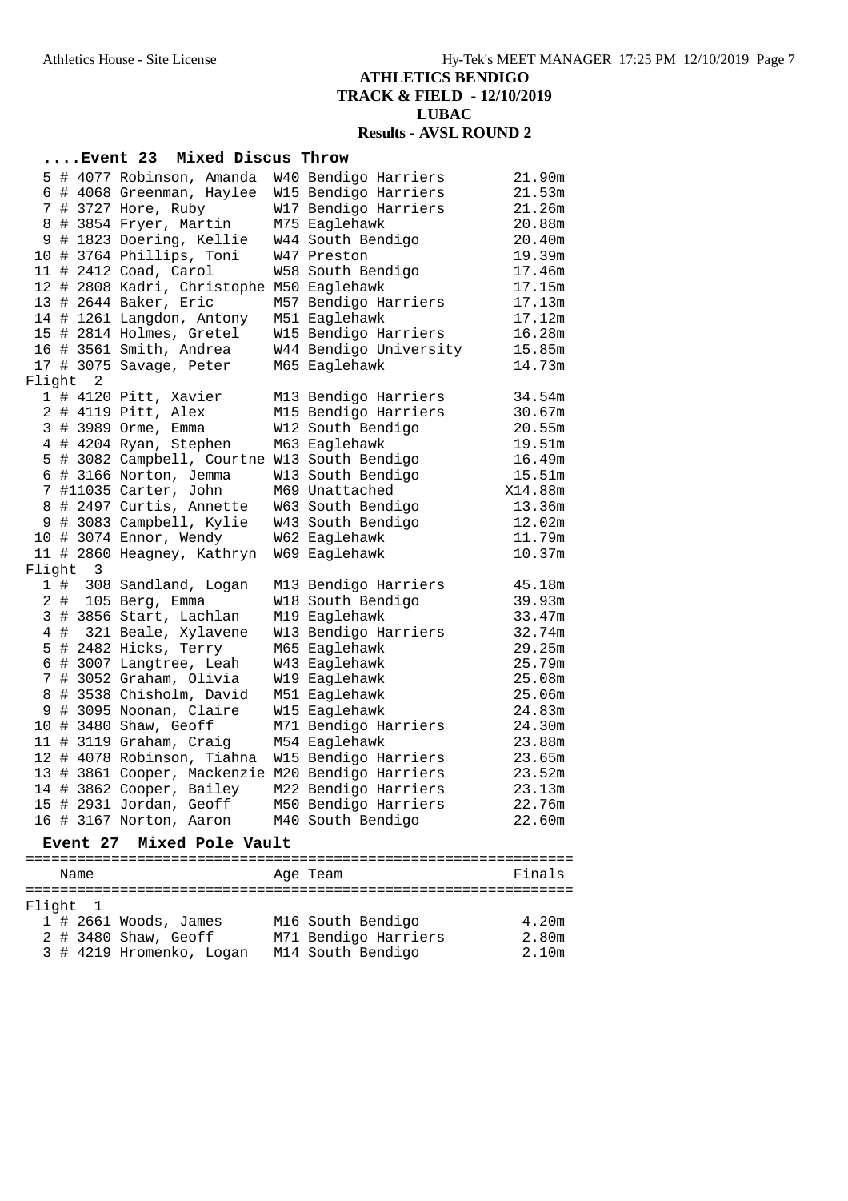## ATHLETICS BENDIGO
## TRACK & FIELD - 12/10/2019
## LUBAC
## Results - AVSL ROUND 2

### ....Event 23 Mixed Discus Throw

| | Name | Age | Team | Finals |
|---|---|---|---|---|
| 5 | # 4077 Robinson, Amanda | W40 | Bendigo Harriers | 21.90m |
| 6 | # 4068 Greenman, Haylee | W15 | Bendigo Harriers | 21.53m |
| 7 | # 3727 Hore, Ruby | W17 | Bendigo Harriers | 21.26m |
| 8 | # 3854 Fryer, Martin | M75 | Eaglehawk | 20.88m |
| 9 | # 1823 Doering, Kellie | W44 | South Bendigo | 20.40m |
| 10 | # 3764 Phillips, Toni | W47 | Preston | 19.39m |
| 11 | # 2412 Coad, Carol | W58 | South Bendigo | 17.46m |
| 12 | # 2808 Kadri, Christophe | M50 | Eaglehawk | 17.15m |
| 13 | # 2644 Baker, Eric | M57 | Bendigo Harriers | 17.13m |
| 14 | # 1261 Langdon, Antony | M51 | Eaglehawk | 17.12m |
| 15 | # 2814 Holmes, Gretel | W15 | Bendigo Harriers | 16.28m |
| 16 | # 3561 Smith, Andrea | W44 | Bendigo University | 15.85m |
| 17 | # 3075 Savage, Peter | M65 | Eaglehawk | 14.73m |
| **Flight 2** | | | | |
| 1 | # 4120 Pitt, Xavier | M13 | Bendigo Harriers | 34.54m |
| 2 | # 4119 Pitt, Alex | M15 | Bendigo Harriers | 30.67m |
| 3 | # 3989 Orme, Emma | W12 | South Bendigo | 20.55m |
| 4 | # 4204 Ryan, Stephen | M63 | Eaglehawk | 19.51m |
| 5 | # 3082 Campbell, Courtne | W13 | South Bendigo | 16.49m |
| 6 | # 3166 Norton, Jemma | W13 | South Bendigo | 15.51m |
| 7 | #11035 Carter, John | M69 | Unattached | X14.88m |
| 8 | # 2497 Curtis, Annette | W63 | South Bendigo | 13.36m |
| 9 | # 3083 Campbell, Kylie | W43 | South Bendigo | 12.02m |
| 10 | # 3074 Ennor, Wendy | W62 | Eaglehawk | 11.79m |
| 11 | # 2860 Heagney, Kathryn | W69 | Eaglehawk | 10.37m |
| **Flight 3** | | | | |
| 1 | # 308 Sandland, Logan | M13 | Bendigo Harriers | 45.18m |
| 2 | # 105 Berg, Emma | W18 | South Bendigo | 39.93m |
| 3 | # 3856 Start, Lachlan | M19 | Eaglehawk | 33.47m |
| 4 | # 321 Beale, Xylavene | W13 | Bendigo Harriers | 32.74m |
| 5 | # 2482 Hicks, Terry | M65 | Eaglehawk | 29.25m |
| 6 | # 3007 Langtree, Leah | W43 | Eaglehawk | 25.79m |
| 7 | # 3052 Graham, Olivia | W19 | Eaglehawk | 25.08m |
| 8 | # 3538 Chisholm, David | M51 | Eaglehawk | 25.06m |
| 9 | # 3095 Noonan, Claire | W15 | Eaglehawk | 24.83m |
| 10 | # 3480 Shaw, Geoff | M71 | Bendigo Harriers | 24.30m |
| 11 | # 3119 Graham, Craig | M54 | Eaglehawk | 23.88m |
| 12 | # 4078 Robinson, Tiahna | W15 | Bendigo Harriers | 23.65m |
| 13 | # 3861 Cooper, Mackenzie | M20 | Bendigo Harriers | 23.52m |
| 14 | # 3862 Cooper, Bailey | M22 | Bendigo Harriers | 23.13m |
| 15 | # 2931 Jordan, Geoff | M50 | Bendigo Harriers | 22.76m |
| 16 | # 3167 Norton, Aaron | M40 | South Bendigo | 22.60m |

### Event 27 Mixed Pole Vault

| | Name | Age | Team | Finals |
|---|---|---|---|---|
| **Flight 1** | | | | |
| 1 | # 2661 Woods, James | M16 | South Bendigo | 4.20m |
| 2 | # 3480 Shaw, Geoff | M71 | Bendigo Harriers | 2.80m |
| 3 | # 4219 Hromenko, Logan | M14 | South Bendigo | 2.10m |